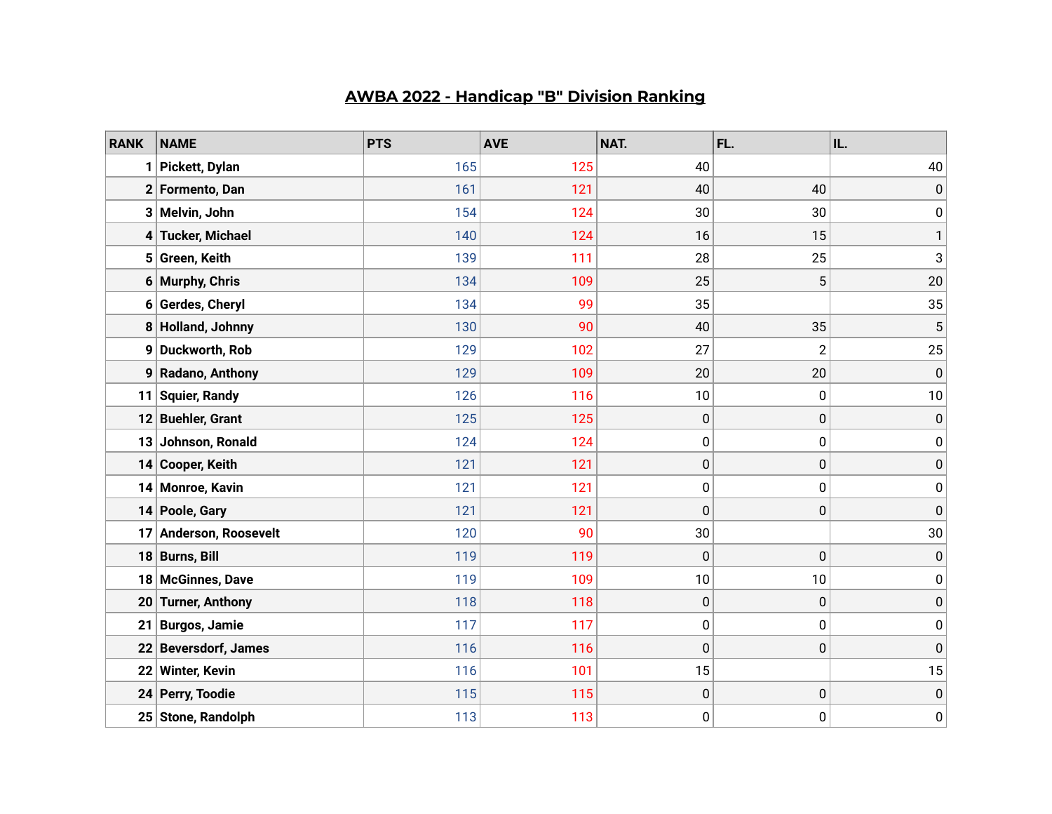# AWBA 2022 - Handicap "B" Division Ranking

| RANK | NAME | PTS | AVE | NAT. | FL. | IL. |
|---|---|---|---|---|---|---|
| 1 | Pickett, Dylan | 165 | 125 | 40 | | 40 |
| 2 | Formento, Dan | 161 | 121 | 40 | 40 | 0 |
| 3 | Melvin, John | 154 | 124 | 30 | 30 | 0 |
| 4 | Tucker, Michael | 140 | 124 | 16 | 15 | 1 |
| 5 | Green, Keith | 139 | 111 | 28 | 25 | 3 |
| 6 | Murphy, Chris | 134 | 109 | 25 | 5 | 20 |
| 6 | Gerdes, Cheryl | 134 | 99 | 35 | | 35 |
| 8 | Holland, Johnny | 130 | 90 | 40 | 35 | 5 |
| 9 | Duckworth, Rob | 129 | 102 | 27 | 2 | 25 |
| 9 | Radano, Anthony | 129 | 109 | 20 | 20 | 0 |
| 11 | Squier, Randy | 126 | 116 | 10 | 0 | 10 |
| 12 | Buehler, Grant | 125 | 125 | 0 | 0 | 0 |
| 13 | Johnson, Ronald | 124 | 124 | 0 | 0 | 0 |
| 14 | Cooper, Keith | 121 | 121 | 0 | 0 | 0 |
| 14 | Monroe, Kavin | 121 | 121 | 0 | 0 | 0 |
| 14 | Poole, Gary | 121 | 121 | 0 | 0 | 0 |
| 17 | Anderson, Roosevelt | 120 | 90 | 30 | | 30 |
| 18 | Burns, Bill | 119 | 119 | 0 | 0 | 0 |
| 18 | McGinnes, Dave | 119 | 109 | 10 | 10 | 0 |
| 20 | Turner, Anthony | 118 | 118 | 0 | 0 | 0 |
| 21 | Burgos, Jamie | 117 | 117 | 0 | 0 | 0 |
| 22 | Beversdorf, James | 116 | 116 | 0 | 0 | 0 |
| 22 | Winter, Kevin | 116 | 101 | 15 | | 15 |
| 24 | Perry, Toodie | 115 | 115 | 0 | 0 | 0 |
| 25 | Stone, Randolph | 113 | 113 | 0 | 0 | 0 |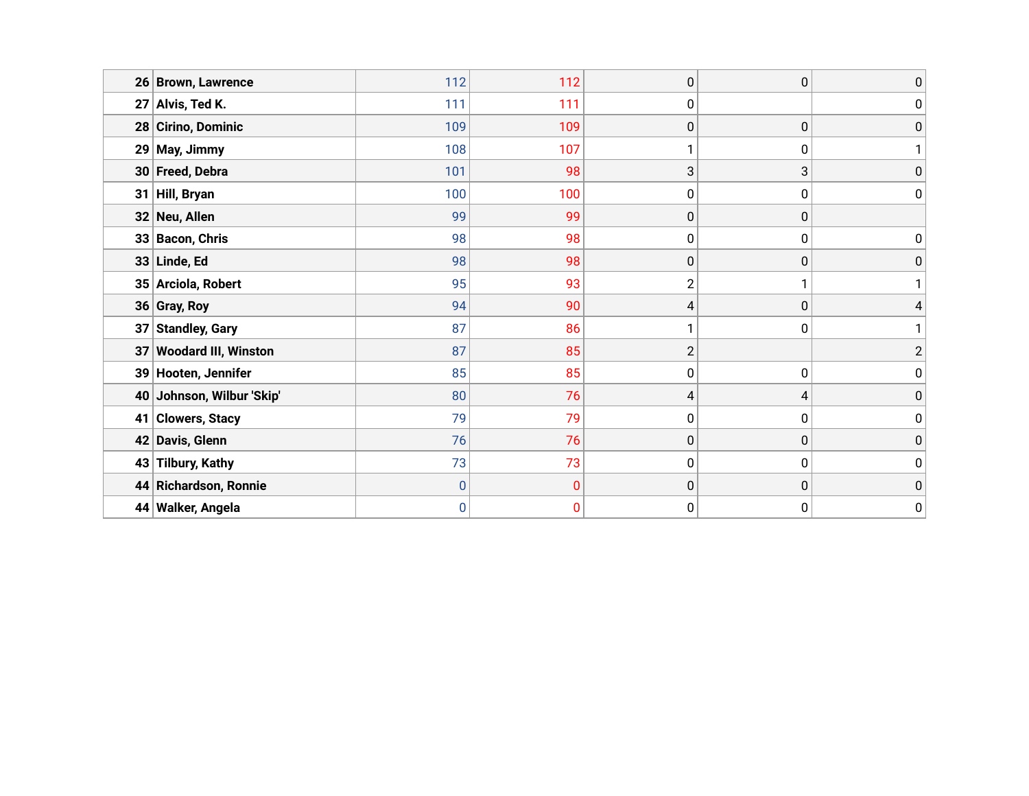| | | | | | | |
|---|---|---|---|---|---|---|
| 26 | **Brown, Lawrence** | 112 | 112 | 0 | 0 | 0 |
| 27 | **Alvis, Ted K.** | 111 | 111 | 0 | | 0 |
| 28 | **Cirino, Dominic** | 109 | 109 | 0 | 0 | 0 |
| 29 | **May, Jimmy** | 108 | 107 | 1 | 0 | 1 |
| 30 | **Freed, Debra** | 101 | 98 | 3 | 3 | 0 |
| 31 | **Hill, Bryan** | 100 | 100 | 0 | 0 | 0 |
| 32 | **Neu, Allen** | 99 | 99 | 0 | 0 | |
| 33 | **Bacon, Chris** | 98 | 98 | 0 | 0 | 0 |
| 33 | **Linde, Ed** | 98 | 98 | 0 | 0 | 0 |
| 35 | **Arciola, Robert** | 95 | 93 | 2 | 1 | 1 |
| 36 | **Gray, Roy** | 94 | 90 | 4 | 0 | 4 |
| 37 | **Standley, Gary** | 87 | 86 | 1 | 0 | 1 |
| 37 | **Woodard III, Winston** | 87 | 85 | 2 | | 2 |
| 39 | **Hooten, Jennifer** | 85 | 85 | 0 | 0 | 0 |
| 40 | **Johnson, Wilbur 'Skip'** | 80 | 76 | 4 | 4 | 0 |
| 41 | **Clowers, Stacy** | 79 | 79 | 0 | 0 | 0 |
| 42 | **Davis, Glenn** | 76 | 76 | 0 | 0 | 0 |
| 43 | **Tilbury, Kathy** | 73 | 73 | 0 | 0 | 0 |
| 44 | **Richardson, Ronnie** | 0 | 0 | 0 | 0 | 0 |
| 44 | **Walker, Angela** | 0 | 0 | 0 | 0 | 0 |